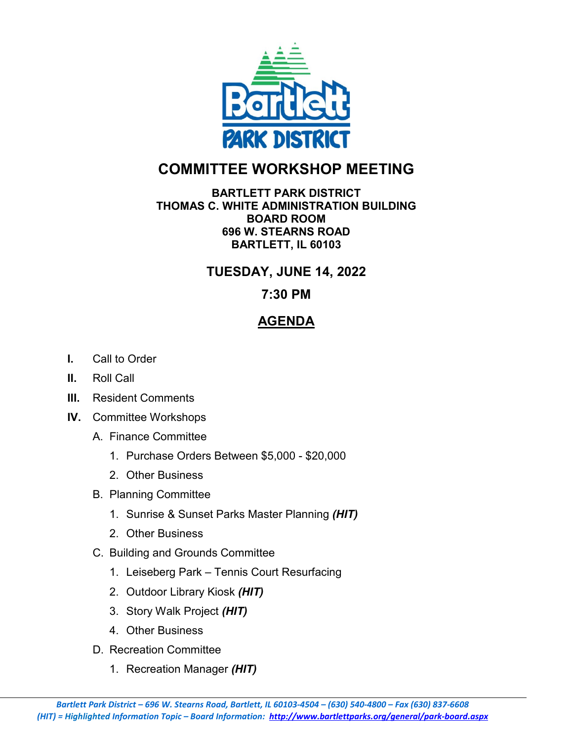# COMMITTEE WORKSHOP MEETING

**BARTLETT PARK DISTRICT**
**THOMAS C. WHITE ADMINISTRATION BUILDING**
**BOARD ROOM**
**696 W. STEARNS ROAD**
**BARTLETT, IL 60103**

## TUESDAY, JUNE 14, 2022

## 7:30 PM

## AGENDA

**I.** Call to Order

**II.** Roll Call

**III.** Resident Comments

**IV.** Committee Workshops

- A. Finance Committee
  1. Purchase Orders Between $5,000 - $20,000
  2. Other Business
- B. Planning Committee
  1. Sunrise & Sunset Parks Master Planning ***(HIT)***
  2. Other Business
- C. Building and Grounds Committee
  1. Leiseberg Park – Tennis Court Resurfacing
  2. Outdoor Library Kiosk ***(HIT)***
  3. Story Walk Project ***(HIT)***
  4. Other Business
- D. Recreation Committee
  1. Recreation Manager ***(HIT)***

*Bartlett Park District – 696 W. Stearns Road, Bartlett, IL 60103-4504 – (630) 540-4800 – Fax (630) 837-6608*
*(HIT) = Highlighted Information Topic – Board Information: http://www.bartlettparks.org/general/park-board.aspx*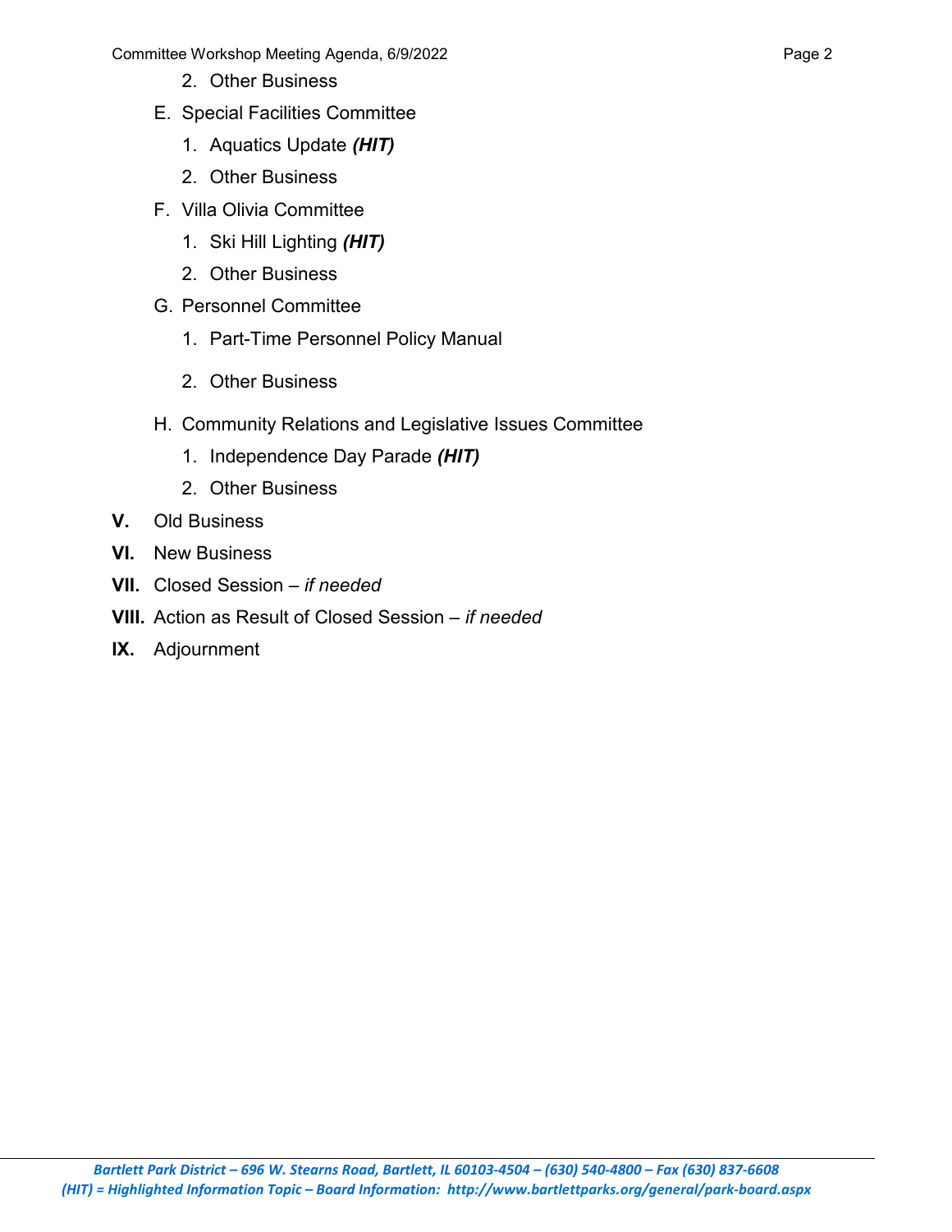2. Other Business

E. Special Facilities Committee

1. Aquatics Update ***(HIT)***
2. Other Business

F. Villa Olivia Committee

1. Ski Hill Lighting ***(HIT)***
2. Other Business

G. Personnel Committee

1. Part-Time Personnel Policy Manual
2. Other Business

H. Community Relations and Legislative Issues Committee

1. Independence Day Parade ***(HIT)***
2. Other Business

**V.** Old Business

**VI.** New Business

**VII.** Closed Session – *if needed*

**VIII.** Action as Result of Closed Session – *if needed*

**IX.** Adjournment

***Bartlett Park District – 696 W. Stearns Road, Bartlett, IL 60103-4504 – (630) 540-4800 – Fax (630) 837-6608***
***(HIT) = Highlighted Information Topic – Board Information: http://www.bartlettparks.org/general/park-board.aspx***